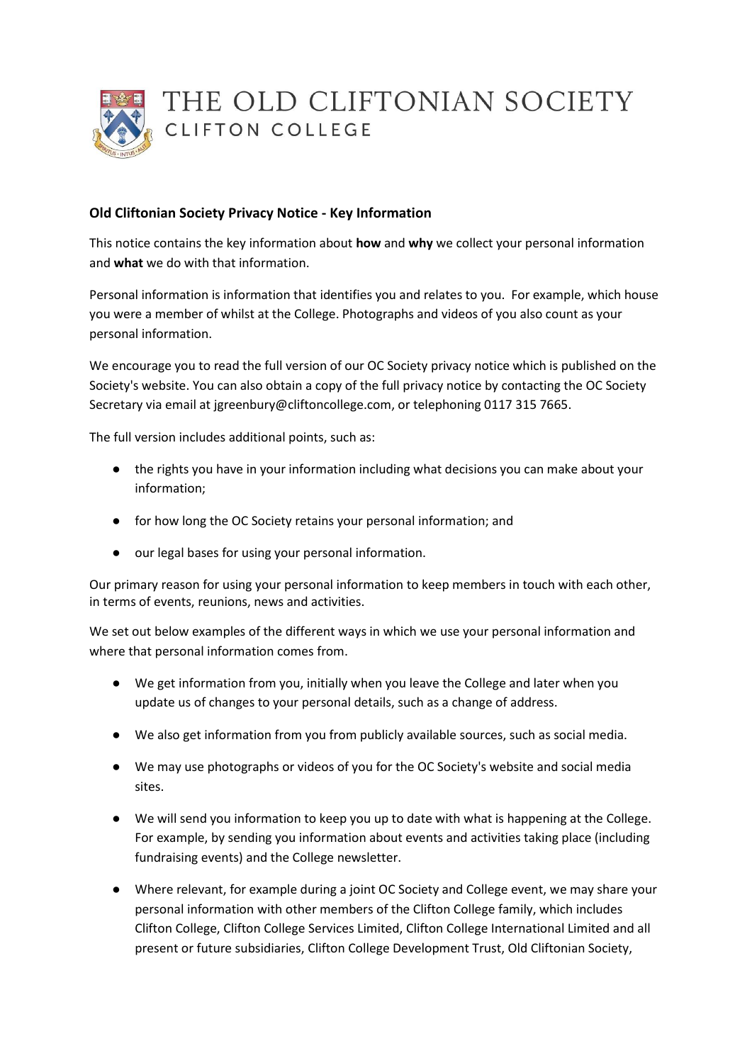# THE OLD CLIFTONIAN SOCIETY
CLIFTON COLLEGE

## Old Cliftonian Society Privacy Notice - Key Information

This notice contains the key information about **how** and **why** we collect your personal information and **what** we do with that information.

Personal information is information that identifies you and relates to you. For example, which house you were a member of whilst at the College. Photographs and videos of you also count as your personal information.

We encourage you to read the full version of our OC Society privacy notice which is published on the Society's website. You can also obtain a copy of the full privacy notice by contacting the OC Society Secretary via email at jgreenbury@cliftoncollege.com, or telephoning 0117 315 7665.

The full version includes additional points, such as:

- the rights you have in your information including what decisions you can make about your information;
- for how long the OC Society retains your personal information; and
- our legal bases for using your personal information.

Our primary reason for using your personal information to keep members in touch with each other, in terms of events, reunions, news and activities.

We set out below examples of the different ways in which we use your personal information and where that personal information comes from.

- We get information from you, initially when you leave the College and later when you update us of changes to your personal details, such as a change of address.
- We also get information from you from publicly available sources, such as social media.
- We may use photographs or videos of you for the OC Society's website and social media sites.
- We will send you information to keep you up to date with what is happening at the College. For example, by sending you information about events and activities taking place (including fundraising events) and the College newsletter.
- Where relevant, for example during a joint OC Society and College event, we may share your personal information with other members of the Clifton College family, which includes Clifton College, Clifton College Services Limited, Clifton College International Limited and all present or future subsidiaries, Clifton College Development Trust, Old Cliftonian Society,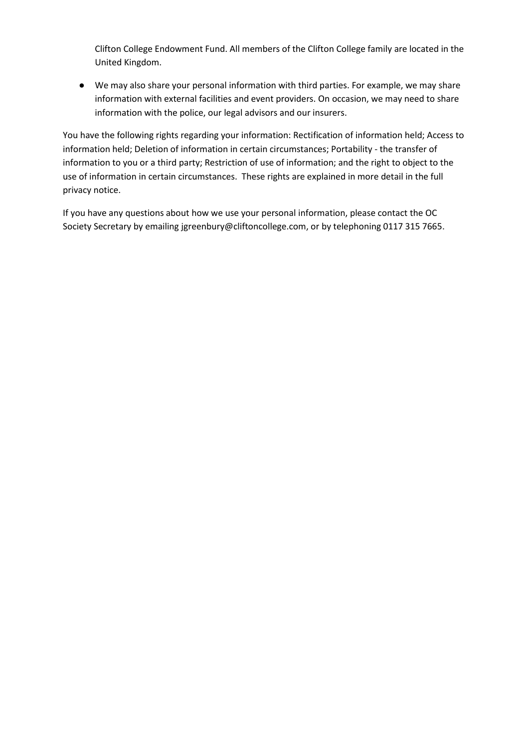Clifton College Endowment Fund. All members of the Clifton College family are located in the United Kingdom.

- We may also share your personal information with third parties. For example, we may share information with external facilities and event providers. On occasion, we may need to share information with the police, our legal advisors and our insurers.

You have the following rights regarding your information: Rectification of information held; Access to information held; Deletion of information in certain circumstances; Portability - the transfer of information to you or a third party; Restriction of use of information; and the right to object to the use of information in certain circumstances. These rights are explained in more detail in the full privacy notice.

If you have any questions about how we use your personal information, please contact the OC Society Secretary by emailing jgreenbury@cliftoncollege.com, or by telephoning 0117 315 7665.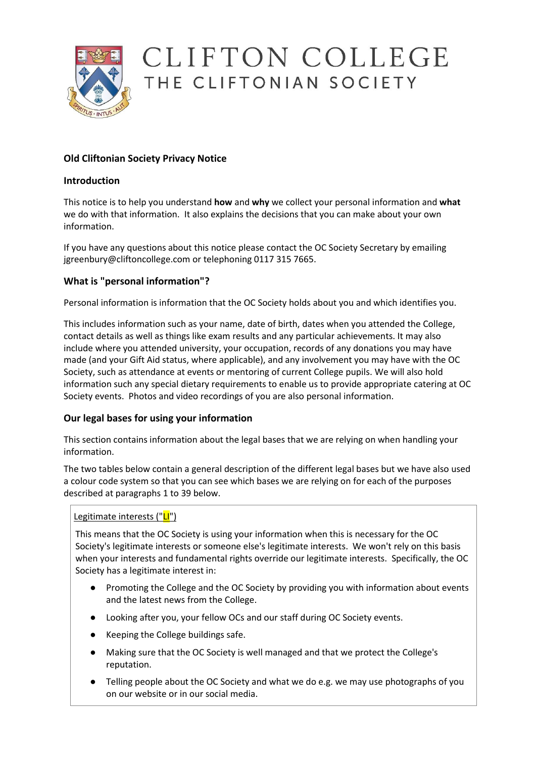# CLIFTON COLLEGE
## THE CLIFTONIAN SOCIETY

**Old Cliftonian Society Privacy Notice**

### Introduction

This notice is to help you understand **how** and **why** we collect your personal information and **what** we do with that information. It also explains the decisions that you can make about your own information.

If you have any questions about this notice please contact the OC Society Secretary by emailing jgreenbury@cliftoncollege.com or telephoning 0117 315 7665.

### What is "personal information"?

Personal information is information that the OC Society holds about you and which identifies you.

This includes information such as your name, date of birth, dates when you attended the College, contact details as well as things like exam results and any particular achievements. It may also include where you attended university, your occupation, records of any donations you may have made (and your Gift Aid status, where applicable), and any involvement you may have with the OC Society, such as attendance at events or mentoring of current College pupils. We will also hold information such any special dietary requirements to enable us to provide appropriate catering at OC Society events. Photos and video recordings of you are also personal information.

### Our legal bases for using your information

This section contains information about the legal bases that we are relying on when handling your information.

The two tables below contain a general description of the different legal bases but we have also used a colour code system so that you can see which bases we are relying on for each of the purposes described at paragraphs 1 to 39 below.

Legitimate interests ("LI")

This means that the OC Society is using your information when this is necessary for the OC Society's legitimate interests or someone else's legitimate interests. We won't rely on this basis when your interests and fundamental rights override our legitimate interests. Specifically, the OC Society has a legitimate interest in:

- Promoting the College and the OC Society by providing you with information about events and the latest news from the College.
- Looking after you, your fellow OCs and our staff during OC Society events.
- Keeping the College buildings safe.
- Making sure that the OC Society is well managed and that we protect the College's reputation.
- Telling people about the OC Society and what we do e.g. we may use photographs of you on our website or in our social media.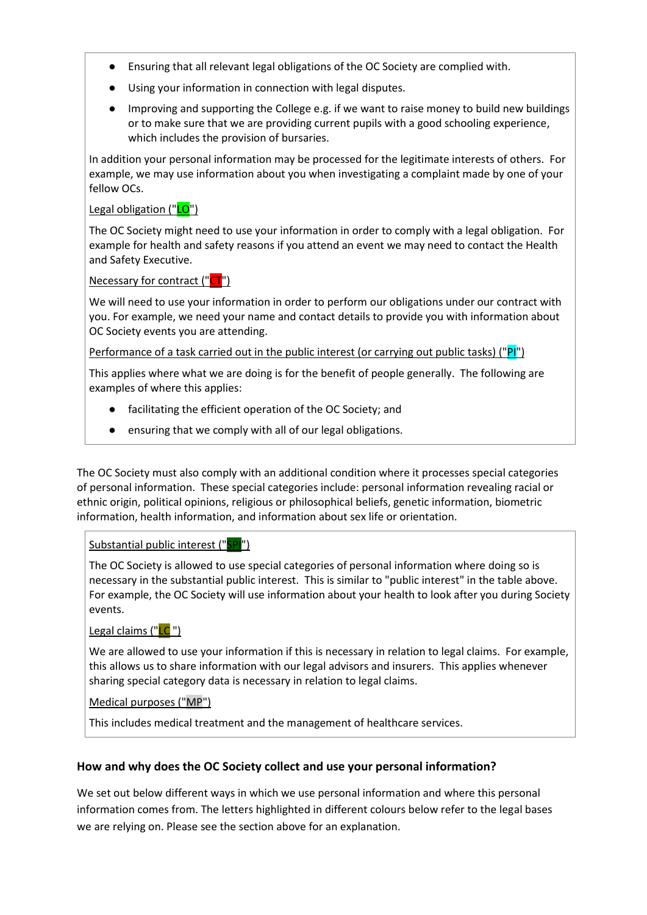- Ensuring that all relevant legal obligations of the OC Society are complied with.
- Using your information in connection with legal disputes.
- Improving and supporting the College e.g. if we want to raise money to build new buildings or to make sure that we are providing current pupils with a good schooling experience, which includes the provision of bursaries.

In addition your personal information may be processed for the legitimate interests of others. For example, we may use information about you when investigating a complaint made by one of your fellow OCs.

Legal obligation ("LO")

The OC Society might need to use your information in order to comply with a legal obligation. For example for health and safety reasons if you attend an event we may need to contact the Health and Safety Executive.

Necessary for contract ("CT")

We will need to use your information in order to perform our obligations under our contract with you. For example, we need your name and contact details to provide you with information about OC Society events you are attending.

Performance of a task carried out in the public interest (or carrying out public tasks) ("PI")

This applies where what we are doing is for the benefit of people generally. The following are examples of where this applies:

- facilitating the efficient operation of the OC Society; and
- ensuring that we comply with all of our legal obligations.

The OC Society must also comply with an additional condition where it processes special categories of personal information. These special categories include: personal information revealing racial or ethnic origin, political opinions, religious or philosophical beliefs, genetic information, biometric information, health information, and information about sex life or orientation.

Substantial public interest ("SPI")

The OC Society is allowed to use special categories of personal information where doing so is necessary in the substantial public interest. This is similar to "public interest" in the table above. For example, the OC Society will use information about your health to look after you during Society events.

Legal claims ("LC")

We are allowed to use your information if this is necessary in relation to legal claims. For example, this allows us to share information with our legal advisors and insurers. This applies whenever sharing special category data is necessary in relation to legal claims.

Medical purposes ("MP")

This includes medical treatment and the management of healthcare services.

### How and why does the OC Society collect and use your personal information?

We set out below different ways in which we use personal information and where this personal information comes from. The letters highlighted in different colours below refer to the legal bases we are relying on. Please see the section above for an explanation.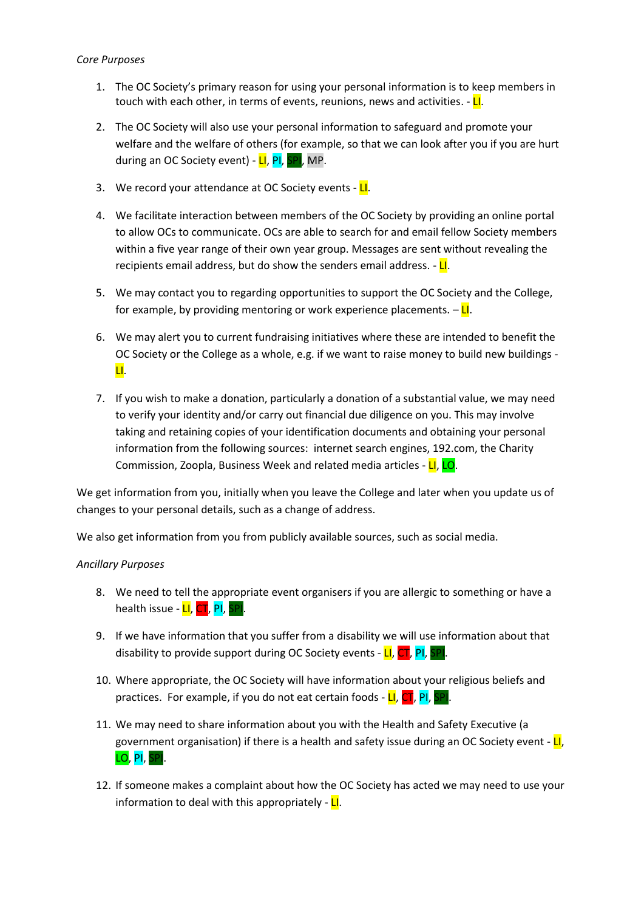*Core Purposes*

1. The OC Society's primary reason for using your personal information is to keep members in touch with each other, in terms of events, reunions, news and activities. - LI.

2. The OC Society will also use your personal information to safeguard and promote your welfare and the welfare of others (for example, so that we can look after you if you are hurt during an OC Society event) - LI, PI, SPI, MP.

3. We record your attendance at OC Society events - LI.

4. We facilitate interaction between members of the OC Society by providing an online portal to allow OCs to communicate. OCs are able to search for and email fellow Society members within a five year range of their own year group. Messages are sent without revealing the recipients email address, but do show the senders email address. - LI.

5. We may contact you to regarding opportunities to support the OC Society and the College, for example, by providing mentoring or work experience placements. – LI.

6. We may alert you to current fundraising initiatives where these are intended to benefit the OC Society or the College as a whole, e.g. if we want to raise money to build new buildings - LI.

7. If you wish to make a donation, particularly a donation of a substantial value, we may need to verify your identity and/or carry out financial due diligence on you. This may involve taking and retaining copies of your identification documents and obtaining your personal information from the following sources: internet search engines, 192.com, the Charity Commission, Zoopla, Business Week and related media articles - LI, LO.

We get information from you, initially when you leave the College and later when you update us of changes to your personal details, such as a change of address.

We also get information from you from publicly available sources, such as social media.

*Ancillary Purposes*

8. We need to tell the appropriate event organisers if you are allergic to something or have a health issue - LI, CT, PI, SPI.

9. If we have information that you suffer from a disability we will use information about that disability to provide support during OC Society events - LI, CT, PI, SPI.

10. Where appropriate, the OC Society will have information about your religious beliefs and practices. For example, if you do not eat certain foods - LI, CT, PI, SPI.

11. We may need to share information about you with the Health and Safety Executive (a government organisation) if there is a health and safety issue during an OC Society event - LI, LO, PI, SPI.

12. If someone makes a complaint about how the OC Society has acted we may need to use your information to deal with this appropriately - LI.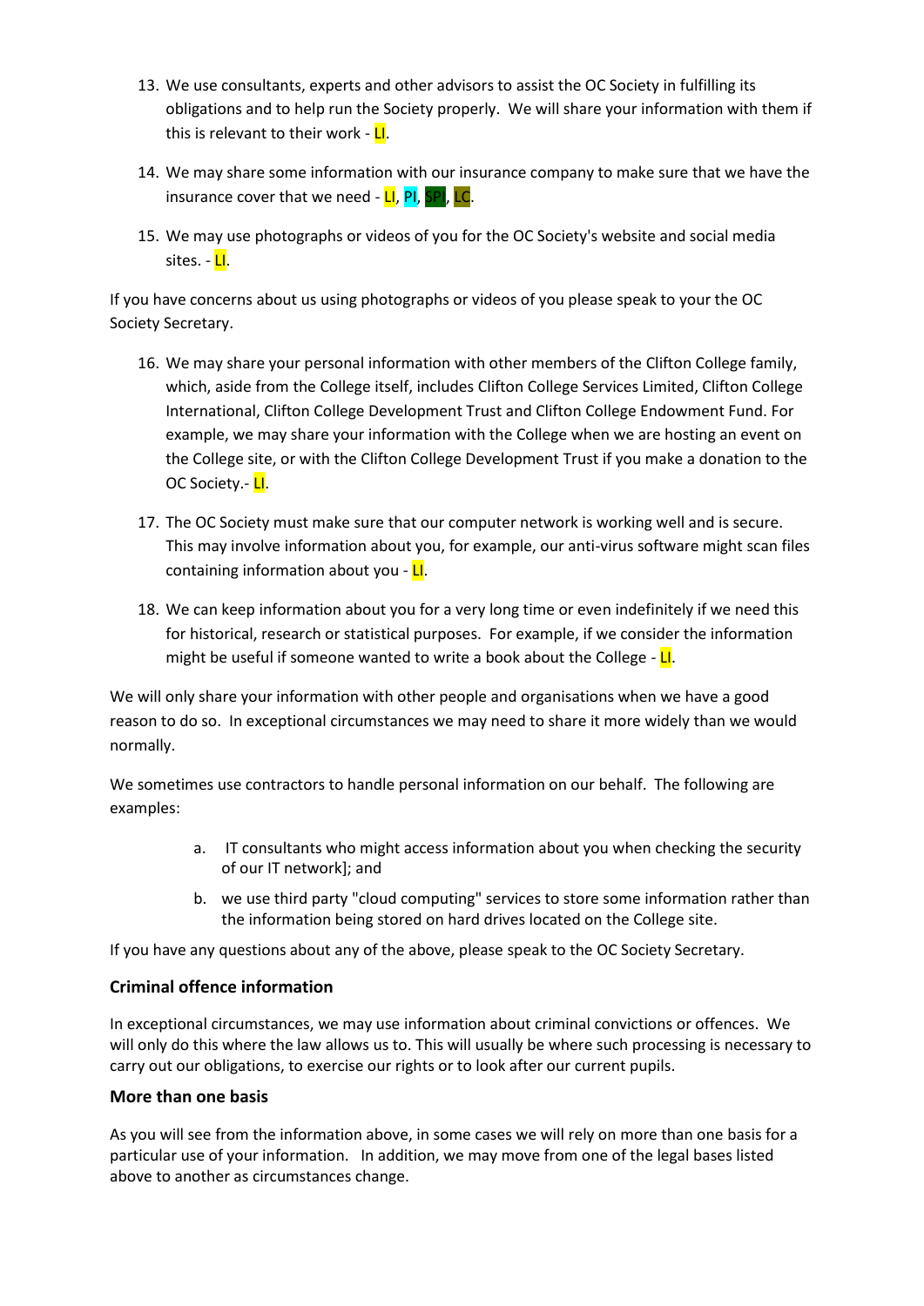13. We use consultants, experts and other advisors to assist the OC Society in fulfilling its obligations and to help run the Society properly. We will share your information with them if this is relevant to their work - LI.

14. We may share some information with our insurance company to make sure that we have the insurance cover that we need - LI, PI, SPI, LC.

15. We may use photographs or videos of you for the OC Society's website and social media sites. - LI.

If you have concerns about us using photographs or videos of you please speak to your the OC Society Secretary.

16. We may share your personal information with other members of the Clifton College family, which, aside from the College itself, includes Clifton College Services Limited, Clifton College International, Clifton College Development Trust and Clifton College Endowment Fund. For example, we may share your information with the College when we are hosting an event on the College site, or with the Clifton College Development Trust if you make a donation to the OC Society.- LI.

17. The OC Society must make sure that our computer network is working well and is secure. This may involve information about you, for example, our anti-virus software might scan files containing information about you - LI.

18. We can keep information about you for a very long time or even indefinitely if we need this for historical, research or statistical purposes. For example, if we consider the information might be useful if someone wanted to write a book about the College - LI.

We will only share your information with other people and organisations when we have a good reason to do so. In exceptional circumstances we may need to share it more widely than we would normally.

We sometimes use contractors to handle personal information on our behalf. The following are examples:

a. IT consultants who might access information about you when checking the security of our IT network]; and

b. we use third party "cloud computing" services to store some information rather than the information being stored on hard drives located on the College site.

If you have any questions about any of the above, please speak to the OC Society Secretary.

### Criminal offence information

In exceptional circumstances, we may use information about criminal convictions or offences. We will only do this where the law allows us to. This will usually be where such processing is necessary to carry out our obligations, to exercise our rights or to look after our current pupils.

### More than one basis

As you will see from the information above, in some cases we will rely on more than one basis for a particular use of your information. In addition, we may move from one of the legal bases listed above to another as circumstances change.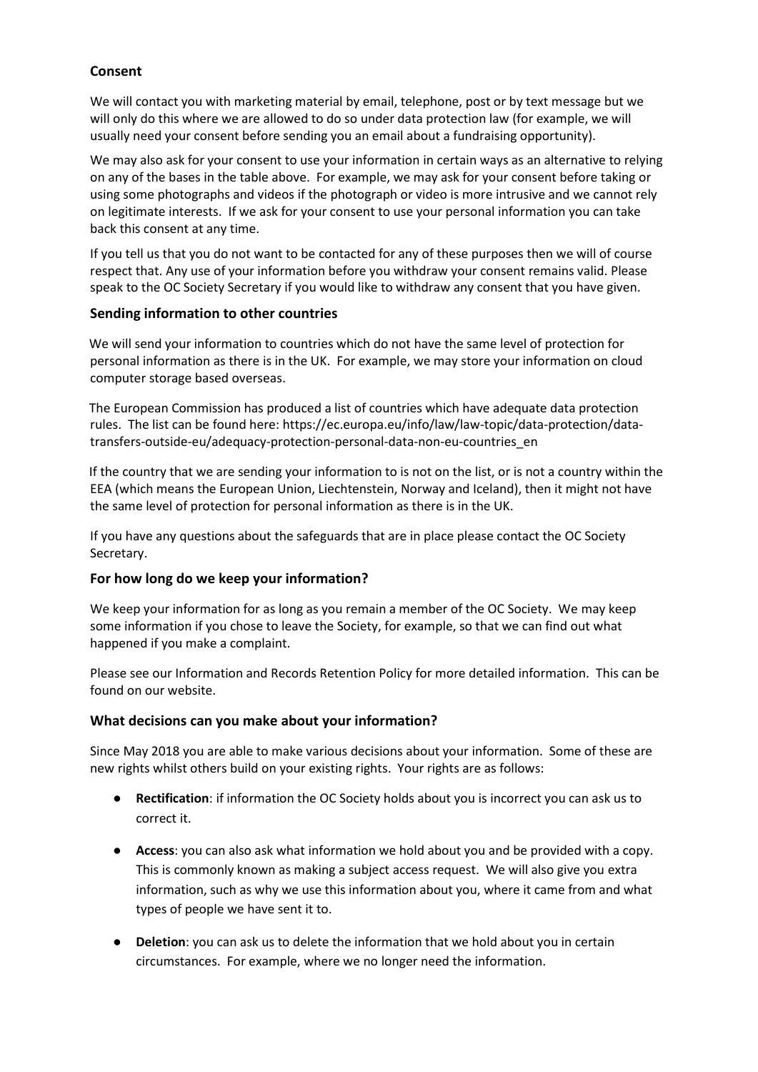## Consent

We will contact you with marketing material by email, telephone, post or by text message but we will only do this where we are allowed to do so under data protection law (for example, we will usually need your consent before sending you an email about a fundraising opportunity).

We may also ask for your consent to use your information in certain ways as an alternative to relying on any of the bases in the table above. For example, we may ask for your consent before taking or using some photographs and videos if the photograph or video is more intrusive and we cannot rely on legitimate interests. If we ask for your consent to use your personal information you can take back this consent at any time.

If you tell us that you do not want to be contacted for any of these purposes then we will of course respect that. Any use of your information before you withdraw your consent remains valid. Please speak to the OC Society Secretary if you would like to withdraw any consent that you have given.

## Sending information to other countries

We will send your information to countries which do not have the same level of protection for personal information as there is in the UK. For example, we may store your information on cloud computer storage based overseas.

The European Commission has produced a list of countries which have adequate data protection rules. The list can be found here: https://ec.europa.eu/info/law/law-topic/data-protection/data-transfers-outside-eu/adequacy-protection-personal-data-non-eu-countries_en

If the country that we are sending your information to is not on the list, or is not a country within the EEA (which means the European Union, Liechtenstein, Norway and Iceland), then it might not have the same level of protection for personal information as there is in the UK.

If you have any questions about the safeguards that are in place please contact the OC Society Secretary.

## For how long do we keep your information?

We keep your information for as long as you remain a member of the OC Society. We may keep some information if you chose to leave the Society, for example, so that we can find out what happened if you make a complaint.

Please see our Information and Records Retention Policy for more detailed information. This can be found on our website.

## What decisions can you make about your information?

Since May 2018 you are able to make various decisions about your information. Some of these are new rights whilst others build on your existing rights. Your rights are as follows:

- **Rectification**: if information the OC Society holds about you is incorrect you can ask us to correct it.
- **Access**: you can also ask what information we hold about you and be provided with a copy. This is commonly known as making a subject access request. We will also give you extra information, such as why we use this information about you, where it came from and what types of people we have sent it to.
- **Deletion**: you can ask us to delete the information that we hold about you in certain circumstances. For example, where we no longer need the information.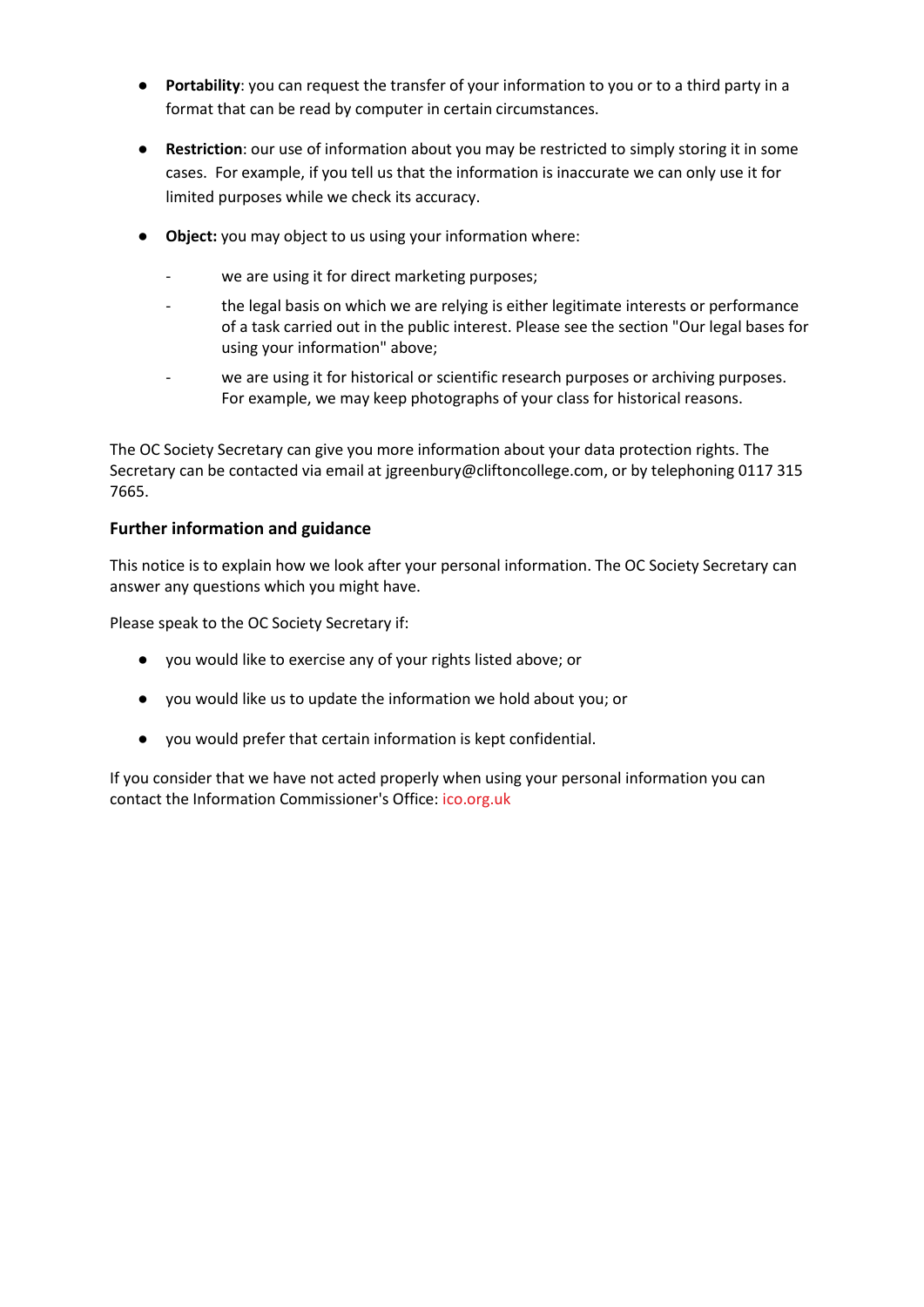- **Portability**: you can request the transfer of your information to you or to a third party in a format that can be read by computer in certain circumstances.

- **Restriction**: our use of information about you may be restricted to simply storing it in some cases. For example, if you tell us that the information is inaccurate we can only use it for limited purposes while we check its accuracy.

- **Object:** you may object to us using your information where:

  - we are using it for direct marketing purposes;
  - the legal basis on which we are relying is either legitimate interests or performance of a task carried out in the public interest. Please see the section "Our legal bases for using your information" above;
  - we are using it for historical or scientific research purposes or archiving purposes. For example, we may keep photographs of your class for historical reasons.

The OC Society Secretary can give you more information about your data protection rights. The Secretary can be contacted via email at jgreenbury@cliftoncollege.com, or by telephoning 0117 315 7665.

### Further information and guidance

This notice is to explain how we look after your personal information. The OC Society Secretary can answer any questions which you might have.

Please speak to the OC Society Secretary if:

- you would like to exercise any of your rights listed above; or
- you would like us to update the information we hold about you; or
- you would prefer that certain information is kept confidential.

If you consider that we have not acted properly when using your personal information you can contact the Information Commissioner's Office: ico.org.uk